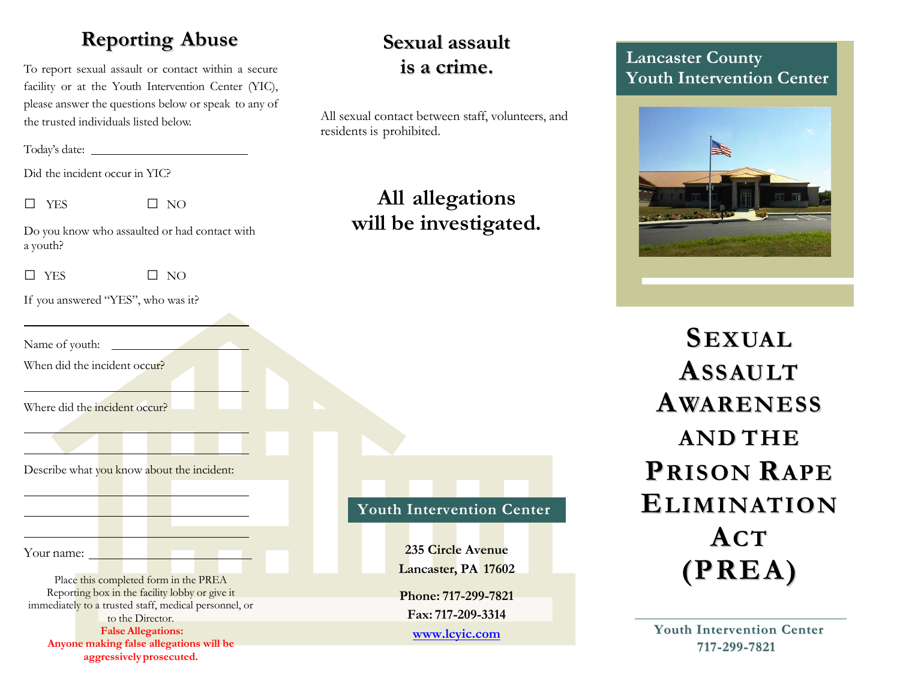## Reporting Abuse

To report sexual assault or contact within a secure facility or at the Youth Intervention Center (YIC), please answer the questions below or speak to any of the trusted individuals listed below.

Today's date: ____________________

Did the incident occur in YIC?

☐ YES ☐ NO

Do you know who assaulted or had contact with a youth?

☐ YES ☐ NO

If you answered "YES", who was it?

____________________

Name of youth: ____________________

When did the incident occur?

____________________

Where did the incident occur?

____________________

____________________

Describe what you know about the incident:

____________________

____________________

____________________

Your name: ____________________

Place this completed form in the PREA Reporting box in the facility lobby or give it immediately to a trusted staff, medical personnel, or to the Director.

**False Allegations:**
**Anyone making false allegations will be aggressively prosecuted.**

## Sexual assault is a crime.

All sexual contact between staff, volunteers, and residents is prohibited.

## All allegations will be investigated.

**Youth Intervention Center**

**235 Circle Avenue**
**Lancaster, PA 17602**

**Phone: 717-299-7821**
**Fax: 717-209-3314**
**www.lcyic.com**

**Lancaster County Youth Intervention Center**

# Sexual Assault Awareness and the Prison Rape Elimination Act (PREA)

**Youth Intervention Center**
**717-299-7821**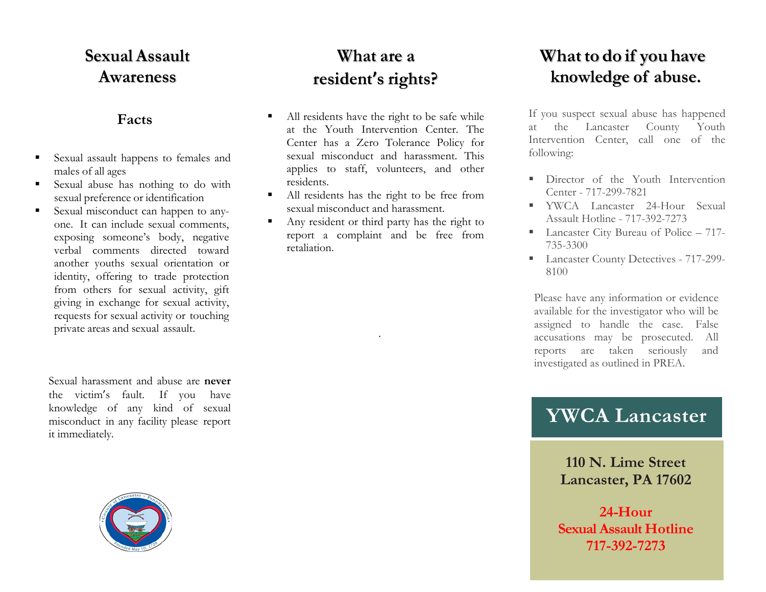## Sexual Assault Awareness

### Facts

- Sexual assault happens to females and males of all ages
- Sexual abuse has nothing to do with sexual preference or identification
- Sexual misconduct can happen to anyone. It can include sexual comments, exposing someone's body, negative verbal comments directed toward another youths sexual orientation or identity, offering to trade protection from others for sexual activity, gift giving in exchange for sexual activity, requests for sexual activity or touching private areas and sexual assault.

Sexual harassment and abuse are **never** the victim's fault. If you have knowledge of any kind of sexual misconduct in any facility please report it immediately.

## What are a resident's rights?

- All residents have the right to be safe while at the Youth Intervention Center. The Center has a Zero Tolerance Policy for sexual misconduct and harassment. This applies to staff, volunteers, and other residents.
- All residents has the right to be free from sexual misconduct and harassment.
- Any resident or third party has the right to report a complaint and be free from retaliation.

## What to do if you have knowledge of abuse.

If you suspect sexual abuse has happened at the Lancaster County Youth Intervention Center, call one of the following:

- Director of the Youth Intervention Center - 717-299-7821
- YWCA Lancaster 24-Hour Sexual Assault Hotline - 717-392-7273
- Lancaster City Bureau of Police – 717-735-3300
- Lancaster County Detectives - 717-299-8100

Please have any information or evidence available for the investigator who will be assigned to handle the case. False accusations may be prosecuted. All reports are taken seriously and investigated as outlined in PREA.

## YWCA Lancaster

**110 N. Lime Street**
**Lancaster, PA 17602**

**24-Hour**
**Sexual Assault Hotline**
**717-392-7273**